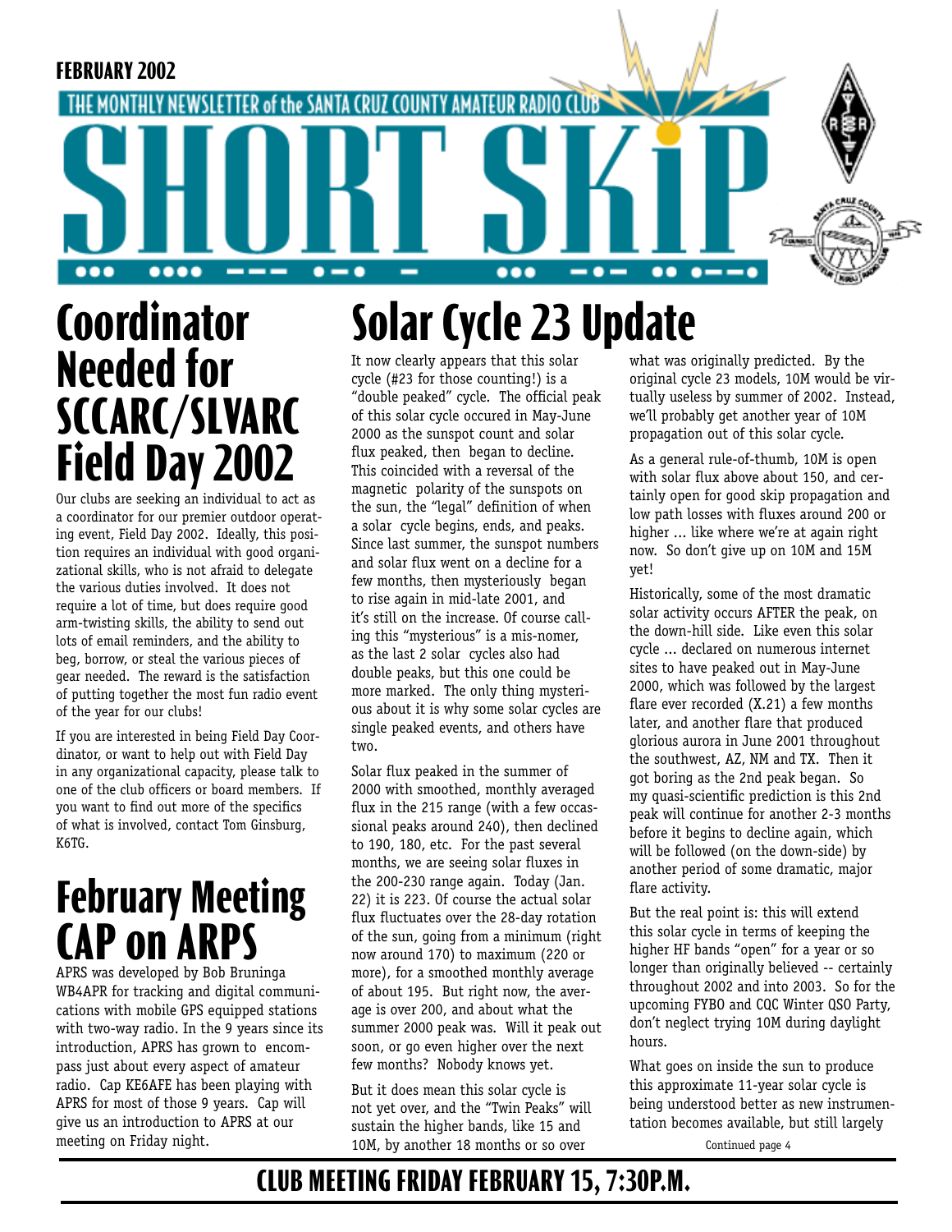FEBRUARY 2002

THE MONTHLY NEWSLETTER of the SANTA CRUZ COUNTY AMATEUR RADIO CLUB

# SHORT SKiP

# Coordinator Needed for SCCARC/SLVARC Field Day 2002

Our clubs are seeking an individual to act as a coordinator for our premier outdoor operating event, Field Day 2002. Ideally, this position requires an individual with good organizational skills, who is not afraid to delegate the various duties involved. It does not require a lot of time, but does require good arm-twisting skills, the ability to send out lots of email reminders, and the ability to beg, borrow, or steal the various pieces of gear needed. The reward is the satisfaction of putting together the most fun radio event of the year for our clubs!

If you are interested in being Field Day Coordinator, or want to help out with Field Day in any organizational capacity, please talk to one of the club officers or board members. If you want to find out more of the specifics of what is involved, contact Tom Ginsburg, K6TG.

# February Meeting CAP on ARPS

APRS was developed by Bob Bruninga WB4APR for tracking and digital communications with mobile GPS equipped stations with two-way radio. In the 9 years since its introduction, APRS has grown to encompass just about every aspect of amateur radio. Cap KE6AFE has been playing with APRS for most of those 9 years. Cap will give us an introduction to APRS at our meeting on Friday night.

# Solar Cycle 23 Update

It now clearly appears that this solar cycle (#23 for those counting!) is a "double peaked" cycle. The official peak of this solar cycle occured in May-June 2000 as the sunspot count and solar flux peaked, then began to decline. This coincided with a reversal of the magnetic polarity of the sunspots on the sun, the "legal" definition of when a solar cycle begins, ends, and peaks. Since last summer, the sunspot numbers and solar flux went on a decline for a few months, then mysteriously began to rise again in mid-late 2001, and it's still on the increase. Of course calling this "mysterious" is a mis-nomer, as the last 2 solar cycles also had double peaks, but this one could be more marked. The only thing mysterious about it is why some solar cycles are single peaked events, and others have two.

Solar flux peaked in the summer of 2000 with smoothed, monthly averaged flux in the 215 range (with a few occassional peaks around 240), then declined to 190, 180, etc. For the past several months, we are seeing solar fluxes in the 200-230 range again. Today (Jan. 22) it is 223. Of course the actual solar flux fluctuates over the 28-day rotation of the sun, going from a minimum (right now around 170) to maximum (220 or more), for a smoothed monthly average of about 195. But right now, the average is over 200, and about what the summer 2000 peak was. Will it peak out soon, or go even higher over the next few months? Nobody knows yet.

But it does mean this solar cycle is not yet over, and the "Twin Peaks" will sustain the higher bands, like 15 and 10M, by another 18 months or so over what was originally predicted. By the original cycle 23 models, 10M would be virtually useless by summer of 2002. Instead, we'll probably get another year of 10M propagation out of this solar cycle.

As a general rule-of-thumb, 10M is open with solar flux above about 150, and certainly open for good skip propagation and low path losses with fluxes around 200 or higher ... like where we're at again right now. So don't give up on 10M and 15M yet!

Historically, some of the most dramatic solar activity occurs AFTER the peak, on the down-hill side. Like even this solar cycle ... declared on numerous internet sites to have peaked out in May-June 2000, which was followed by the largest flare ever recorded (X.21) a few months later, and another flare that produced glorious aurora in June 2001 throughout the southwest, AZ, NM and TX. Then it got boring as the 2nd peak began. So my quasi-scientific prediction is this 2nd peak will continue for another 2-3 months before it begins to decline again, which will be followed (on the down-side) by another period of some dramatic, major flare activity.

But the real point is: this will extend this solar cycle in terms of keeping the higher HF bands "open" for a year or so longer than originally believed -- certainly throughout 2002 and into 2003. So for the upcoming FYBO and CQC Winter QSO Party, don't neglect trying 10M during daylight hours.

What goes on inside the sun to produce this approximate 11-year solar cycle is being understood better as new instrumentation becomes available, but still largely

Continued page 4

**CLUB MEETING FRIDAY FEBRUARY 15, 7:30P.M.**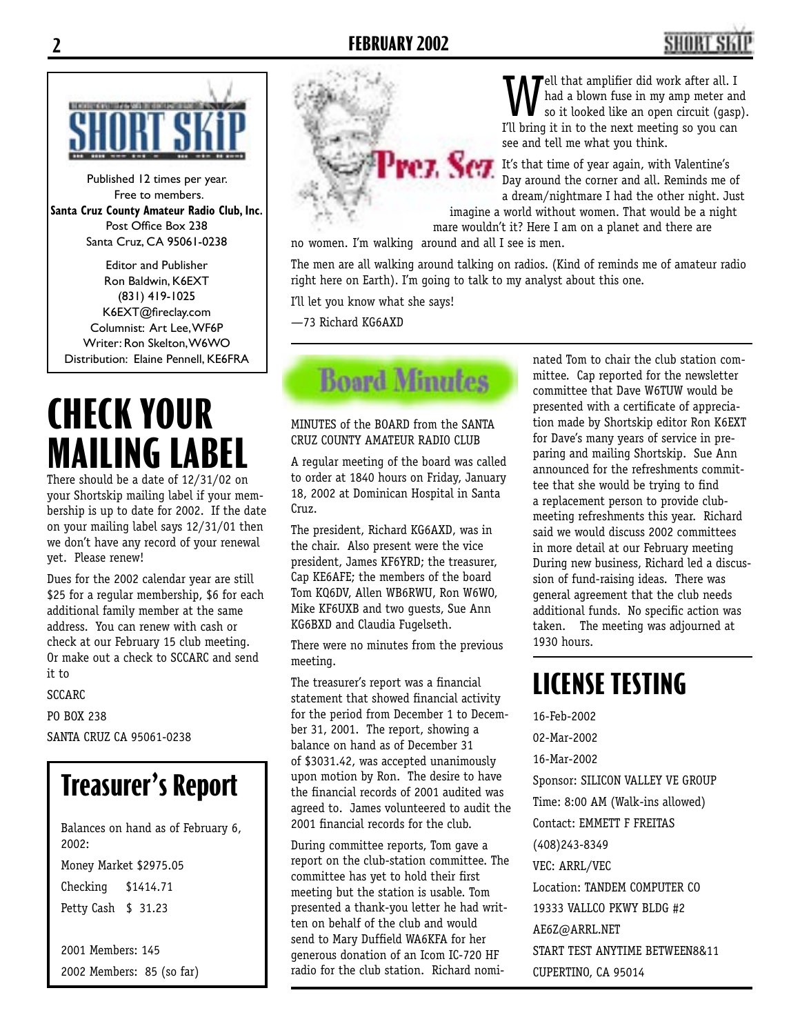**SHORT SKiP**

Published 12 times per year.
Free to members.
**Santa Cruz County Amateur Radio Club, Inc.**
Post Office Box 238
Santa Cruz, CA 95061-0238

Editor and Publisher
Ron Baldwin, K6EXT
(831) 419-1025
K6EXT@fireclay.com
Columnist: Art Lee, WF6P
Writer: Ron Skelton, W6WO
Distribution: Elaine Pennell, KE6FRA

# CHECK YOUR MAILING LABEL

There should be a date of 12/31/02 on your Shortskip mailing label if your membership is up to date for 2002. If the date on your mailing label says 12/31/01 then we don't have any record of your renewal yet. Please renew!

Dues for the 2002 calendar year are still $25 for a regular membership, $6 for each additional family member at the same address. You can renew with cash or check at our February 15 club meeting. Or make out a check to SCCARC and send it to

SCCARC

PO BOX 238

SANTA CRUZ CA 95061-0238

## Treasurer's Report

Balances on hand as of February 6, 2002:

Money Market $2975.05

Checking $1414.71

Petty Cash $ 31.23

2001 Members: 145

2002 Members: 85 (so far)

## Prez Sez

Well that amplifier did work after all. I had a blown fuse in my amp meter and so it looked like an open circuit (gasp). I'll bring it in to the next meeting so you can see and tell me what you think.

It's that time of year again, with Valentine's Day around the corner and all. Reminds me of a dream/nightmare I had the other night. Just imagine a world without women. That would be a night mare wouldn't it? Here I am on a planet and there are no women. I'm walking around and all I see is men.

The men are all walking around talking on radios. (Kind of reminds me of amateur radio right here on Earth). I'm going to talk to my analyst about this one.

I'll let you know what she says!

—73 Richard KG6AXD

## Board Minutes

MINUTES of the BOARD from the SANTA CRUZ COUNTY AMATEUR RADIO CLUB

A regular meeting of the board was called to order at 1840 hours on Friday, January 18, 2002 at Dominican Hospital in Santa Cruz.

The president, Richard KG6AXD, was in the chair. Also present were the vice president, James KF6YRD; the treasurer, Cap KE6AFE; the members of the board Tom KQ6DV, Allen WB6RWU, Ron W6WO, Mike KF6UXB and two guests, Sue Ann KG6BXD and Claudia Fugelseth.

There were no minutes from the previous meeting.

The treasurer's report was a financial statement that showed financial activity for the period from December 1 to December 31, 2001. The report, showing a balance on hand as of December 31 of $3031.42, was accepted unanimously upon motion by Ron. The desire to have the financial records of 2001 audited was agreed to. James volunteered to audit the 2001 financial records for the club.

During committee reports, Tom gave a report on the club-station committee. The committee has yet to hold their first meeting but the station is usable. Tom presented a thank-you letter he had written on behalf of the club and would send to Mary Duffield WA6KFA for her generous donation of an Icom IC-720 HF radio for the club station. Richard nominated Tom to chair the club station committee. Cap reported for the newsletter committee that Dave W6TUW would be presented with a certificate of appreciation made by Shortskip editor Ron K6EXT for Dave's many years of service in preparing and mailing Shortskip. Sue Ann announced for the refreshments committee that she would be trying to find a replacement person to provide club-meeting refreshments this year. Richard said we would discuss 2002 committees in more detail at our February meeting During new business, Richard led a discussion of fund-raising ideas. There was general agreement that the club needs additional funds. No specific action was taken. The meeting was adjourned at 1930 hours.

# LICENSE TESTING

16-Feb-2002

02-Mar-2002

16-Mar-2002

Sponsor: SILICON VALLEY VE GROUP

Time: 8:00 AM (Walk-ins allowed)

Contact: EMMETT F FREITAS

(408)243-8349

VEC: ARRL/VEC

Location: TANDEM COMPUTER CO

19333 VALLCO PKWY BLDG #2

AE6Z@ARRL.NET

START TEST ANYTIME BETWEEN8&11

CUPERTINO, CA 95014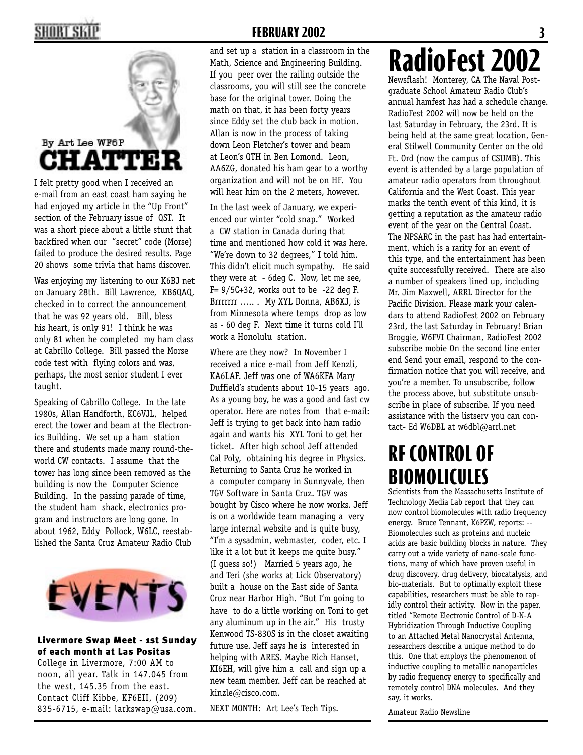## CHATTER

By Art Lee WF6P

I felt pretty good when I received an e-mail from an east coast ham saying he had enjoyed my article in the "Up Front" section of the February issue of QST. It was a short piece about a little stunt that backfired when our "secret" code (Morse) failed to produce the desired results. Page 20 shows some trivia that hams discover.

Was enjoying my listening to our K6BJ net on January 28th. Bill Lawrence, KB6QAQ, checked in to correct the announcement that he was 92 years old. Bill, bless his heart, is only 91! I think he was only 81 when he completed my ham class at Cabrillo College. Bill passed the Morse code test with flying colors and was, perhaps, the most senior student I ever taught.

Speaking of Cabrillo College. In the late 1980s, Allan Handforth, KC6VJL, helped erect the tower and beam at the Electronics Building. We set up a ham station there and students made many round-the-world CW contacts. I assume that the tower has long since been removed as the building is now the Computer Science Building. In the passing parade of time, the student ham shack, electronics program and instructors are long gone. In about 1962, Eddy Pollock, W6LC, reestablished the Santa Cruz Amateur Radio Club and set up a station in a classroom in the Math, Science and Engineering Building. If you peer over the railing outside the classrooms, you will still see the concrete base for the original tower. Doing the math on that, it has been forty years since Eddy set the club back in motion. Allan is now in the process of taking down Leon Fletcher's tower and beam at Leon's QTH in Ben Lomond. Leon, AA6ZG, donated his ham gear to a worthy organization and will not be on HF. You will hear him on the 2 meters, however.

In the last week of January, we experienced our winter "cold snap." Worked a CW station in Canada during that time and mentioned how cold it was here. "We're down to 32 degrees," I told him. This didn't elicit much sympathy. He said they were at - 6deg C. Now, let me see, F= 9/5C+32, works out to be -22 deg F. Brrrrrrr ….. . My XYL Donna, AB6XJ, is from Minnesota where temps drop as low as - 60 deg F. Next time it turns cold I'll work a Honolulu station.

Where are they now? In November I received a nice e-mail from Jeff Kenzli, KA6LAF. Jeff was one of WA6KFA Mary Duffield's students about 10-15 years ago. As a young boy, he was a good and fast cw operator. Here are notes from that e-mail: Jeff is trying to get back into ham radio again and wants his XYL Toni to get her ticket. After high school Jeff attended Cal Poly, obtaining his degree in Physics. Returning to Santa Cruz he worked in a computer company in Sunnyvale, then TGV Software in Santa Cruz. TGV was bought by Cisco where he now works. Jeff is on a worldwide team managing a very large internal website and is quite busy, "I'm a sysadmin, webmaster, coder, etc. I like it a lot but it keeps me quite busy." (I guess so!) Married 5 years ago, he and Teri (she works at Lick Observatory) built a house on the East side of Santa Cruz near Harbor High. "But I'm going to have to do a little working on Toni to get any aluminum up in the air." His trusty Kenwood TS-830S is in the closet awaiting future use. Jeff says he is interested in helping with ARES. Maybe Rich Hanset, KI6EH, will give him a call and sign up a new team member. Jeff can be reached at kinzle@cisco.com.

NEXT MONTH: Art Lee's Tech Tips.

## EVENTS

**Livermore Swap Meet - 1st Sunday of each month at Las Positas**
College in Livermore, 7:00 AM to noon, all year. Talk in 147.045 from the west, 145.35 from the east. Contact Cliff Kibbe, KF6EII, (209) 835-6715, e-mail: larkswap@usa.com.

# RadioFest 2002

Newsflash! Monterey, CA The Naval Postgraduate School Amateur Radio Club's annual hamfest has had a schedule change. RadioFest 2002 will now be held on the last Saturday in February, the 23rd. It is being held at the same great location, General Stilwell Community Center on the old Ft. Ord (now the campus of CSUMB). This event is attended by a large population of amateur radio operators from throughout California and the West Coast. This year marks the tenth event of this kind, it is getting a reputation as the amateur radio event of the year on the Central Coast. The NPSARC in the past has had entertainment, which is a rarity for an event of this type, and the entertainment has been quite successfully received. There are also a number of speakers lined up, including Mr. Jim Maxwell, ARRL Director for the Pacific Division. Please mark your calendars to attend RadioFest 2002 on February 23rd, the last Saturday in February! Brian Broggie, W6FVI Chairman, RadioFest 2002 subscribe mobie On the second line enter end Send your email, respond to the confirmation notice that you will receive, and you're a member. To unsubscribe, follow the process above, but substitute unsubscribe in place of subscribe. If you need assistance with the listserv you can contact- Ed W6DBL at w6dbl@arrl.net

# RF CONTROL OF BIOMOLICULES

Scientists from the Massachusetts Institute of Technology Media Lab report that they can now control biomolecules with radio frequency energy. Bruce Tennant, K6PZW, reports: -- Biomolecules such as proteins and nucleic acids are basic building blocks in nature. They carry out a wide variety of nano-scale functions, many of which have proven useful in drug discovery, drug delivery, biocatalysis, and bio-materials. But to optimally exploit these capabilities, researchers must be able to rapidly control their activity. Now in the paper, titled "Remote Electronic Control of D-N-A Hybridization Through Inductive Coupling to an Attached Metal Nanocrystal Antenna, researchers describe a unique method to do this. One that employs the phenomenon of inductive coupling to metallic nanoparticles by radio frequency energy to specifically and remotely control DNA molecules. And they say, it works.

Amateur Radio Newsline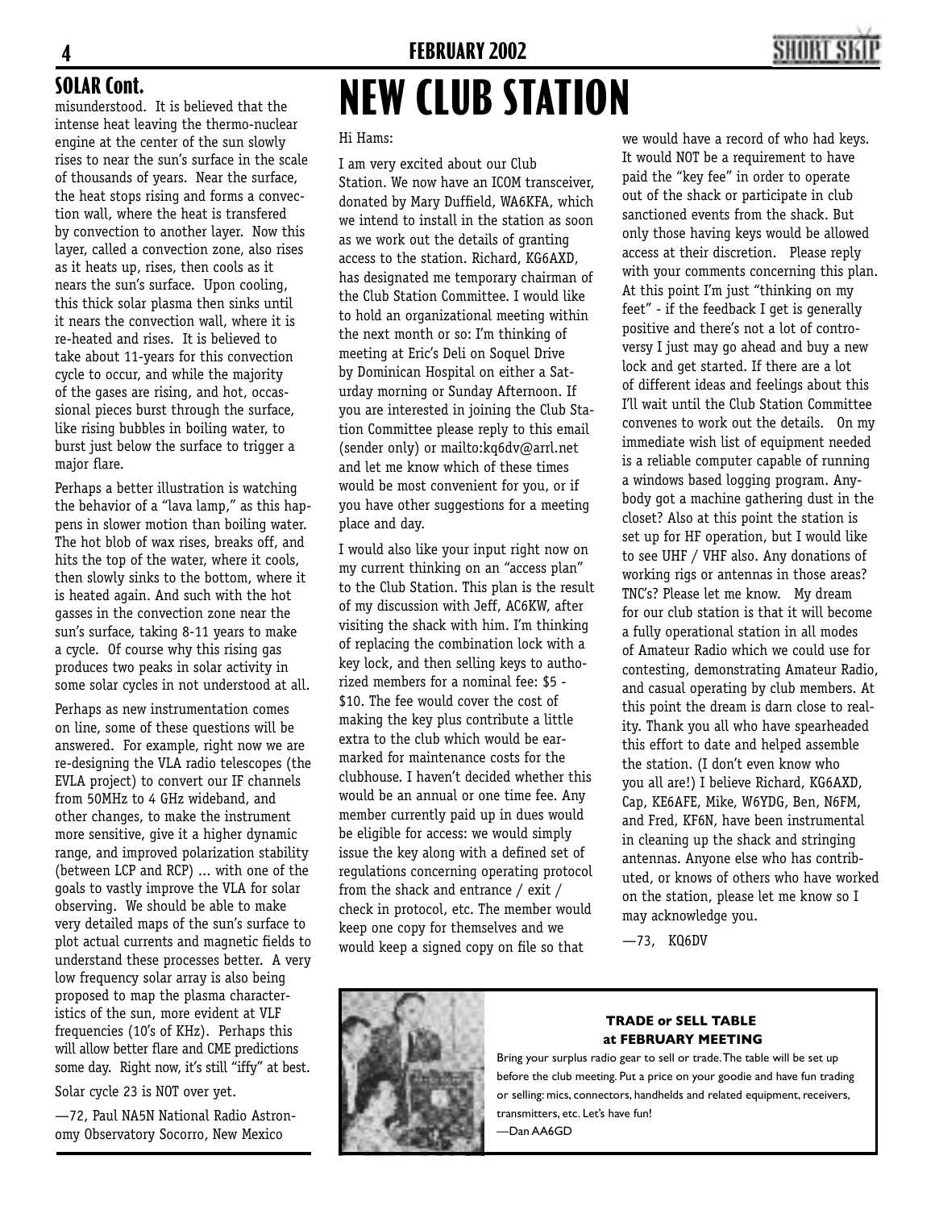## SOLAR Cont.

misunderstood. It is believed that the intense heat leaving the thermo-nuclear engine at the center of the sun slowly rises to near the sun's surface in the scale of thousands of years. Near the surface, the heat stops rising and forms a convection wall, where the heat is transfered by convection to another layer. Now this layer, called a convection zone, also rises as it heats up, rises, then cools as it nears the sun's surface. Upon cooling, this thick solar plasma then sinks until it nears the convection wall, where it is re-heated and rises. It is believed to take about 11-years for this convection cycle to occur, and while the majority of the gases are rising, and hot, occassional pieces burst through the surface, like rising bubbles in boiling water, to burst just below the surface to trigger a major flare.

Perhaps a better illustration is watching the behavior of a "lava lamp," as this happens in slower motion than boiling water. The hot blob of wax rises, breaks off, and hits the top of the water, where it cools, then slowly sinks to the bottom, where it is heated again. And such with the hot gasses in the convection zone near the sun's surface, taking 8-11 years to make a cycle. Of course why this rising gas produces two peaks in solar activity in some solar cycles in not understood at all.

Perhaps as new instrumentation comes on line, some of these questions will be answered. For example, right now we are re-designing the VLA radio telescopes (the EVLA project) to convert our IF channels from 50MHz to 4 GHz wideband, and other changes, to make the instrument more sensitive, give it a higher dynamic range, and improved polarization stability (between LCP and RCP) ... with one of the goals to vastly improve the VLA for solar observing. We should be able to make very detailed maps of the sun's surface to plot actual currents and magnetic fields to understand these processes better. A very low frequency solar array is also being proposed to map the plasma characteristics of the sun, more evident at VLF frequencies (10's of KHz). Perhaps this will allow better flare and CME predictions some day. Right now, it's still "iffy" at best.

Solar cycle 23 is NOT over yet.

—72, Paul NA5N National Radio Astronomy Observatory Socorro, New Mexico

# NEW CLUB STATION

Hi Hams:

I am very excited about our Club Station. We now have an ICOM transceiver, donated by Mary Duffield, WA6KFA, which we intend to install in the station as soon as we work out the details of granting access to the station. Richard, KG6AXD, has designated me temporary chairman of the Club Station Committee. I would like to hold an organizational meeting within the next month or so: I'm thinking of meeting at Eric's Deli on Soquel Drive by Dominican Hospital on either a Saturday morning or Sunday Afternoon. If you are interested in joining the Club Station Committee please reply to this email (sender only) or mailto:kq6dv@arrl.net and let me know which of these times would be most convenient for you, or if you have other suggestions for a meeting place and day.

I would also like your input right now on my current thinking on an "access plan" to the Club Station. This plan is the result of my discussion with Jeff, AC6KW, after visiting the shack with him. I'm thinking of replacing the combination lock with a key lock, and then selling keys to authorized members for a nominal fee: $5 - $10. The fee would cover the cost of making the key plus contribute a little extra to the club which would be earmarked for maintenance costs for the clubhouse. I haven't decided whether this would be an annual or one time fee. Any member currently paid up in dues would be eligible for access: we would simply issue the key along with a defined set of regulations concerning operating protocol from the shack and entrance / exit / check in protocol, etc. The member would keep one copy for themselves and we would keep a signed copy on file so that we would have a record of who had keys. It would NOT be a requirement to have paid the "key fee" in order to operate out of the shack or participate in club sanctioned events from the shack. But only those having keys would be allowed access at their discretion. Please reply with your comments concerning this plan. At this point I'm just "thinking on my feet" - if the feedback I get is generally positive and there's not a lot of controversy I just may go ahead and buy a new lock and get started. If there are a lot of different ideas and feelings about this I'll wait until the Club Station Committee convenes to work out the details. On my immediate wish list of equipment needed is a reliable computer capable of running a windows based logging program. Anybody got a machine gathering dust in the closet? Also at this point the station is set up for HF operation, but I would like to see UHF / VHF also. Any donations of working rigs or antennas in those areas? TNC's? Please let me know. My dream for our club station is that it will become a fully operational station in all modes of Amateur Radio which we could use for contesting, demonstrating Amateur Radio, and casual operating by club members. At this point the dream is darn close to reality. Thank you all who have spearheaded this effort to date and helped assemble the station. (I don't even know who you all are!) I believe Richard, KG6AXD, Cap, KE6AFE, Mike, W6YDG, Ben, N6FM, and Fred, KF6N, have been instrumental in cleaning up the shack and stringing antennas. Anyone else who has contributed, or knows of others who have worked on the station, please let me know so I may acknowledge you.

—73, KQ6DV

**TRADE or SELL TABLE at FEBRUARY MEETING**

Bring your surplus radio gear to sell or trade. The table will be set up before the club meeting. Put a price on your goodie and have fun trading or selling: mics, connectors, handhelds and related equipment, receivers, transmitters, etc. Let's have fun!

—Dan AA6GD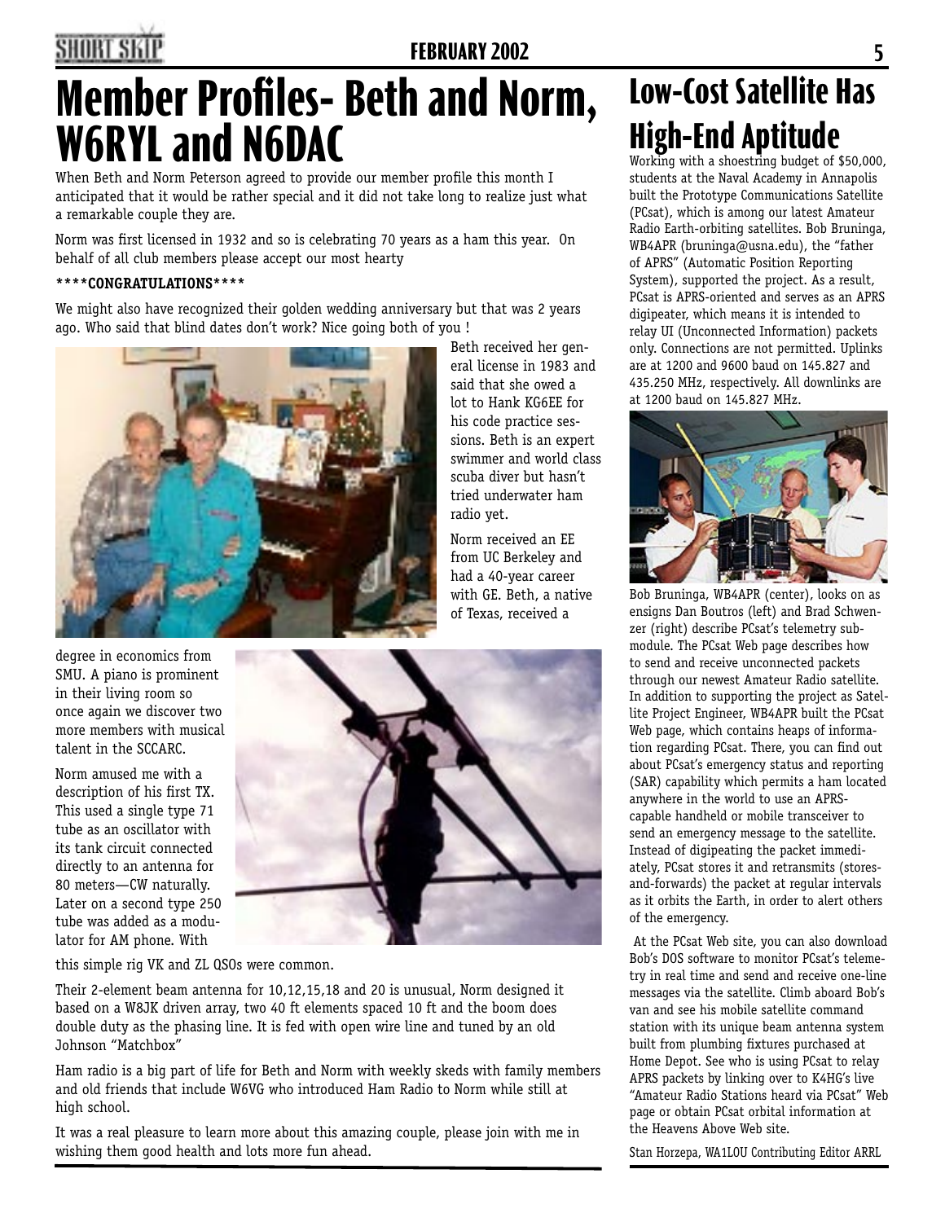# Member Profiles- Beth and Norm, W6RYL and N6DAC

When Beth and Norm Peterson agreed to provide our member profile this month I anticipated that it would be rather special and it did not take long to realize just what a remarkable couple they are.

Norm was first licensed in 1932 and so is celebrating 70 years as a ham this year. On behalf of all club members please accept our most hearty

**\*\*\*\*CONGRATULATIONS\*\*\*\***

We might also have recognized their golden wedding anniversary but that was 2 years ago. Who said that blind dates don't work? Nice going both of you !

Beth received her general license in 1983 and said that she owed a lot to Hank KG6EE for his code practice sessions. Beth is an expert swimmer and world class scuba diver but hasn't tried underwater ham radio yet.

Norm received an EE from UC Berkeley and had a 40-year career with GE. Beth, a native of Texas, received a degree in economics from SMU. A piano is prominent in their living room so once again we discover two more members with musical talent in the SCCARC.

Norm amused me with a description of his first TX. This used a single type 71 tube as an oscillator with its tank circuit connected directly to an antenna for 80 meters—CW naturally. Later on a second type 250 tube was added as a modulator for AM phone. With this simple rig VK and ZL QSOs were common.

Their 2-element beam antenna for 10,12,15,18 and 20 is unusual, Norm designed it based on a W8JK driven array, two 40 ft elements spaced 10 ft and the boom does double duty as the phasing line. It is fed with open wire line and tuned by an old Johnson "Matchbox"

Ham radio is a big part of life for Beth and Norm with weekly skeds with family members and old friends that include W6VG who introduced Ham Radio to Norm while still at high school.

It was a real pleasure to learn more about this amazing couple, please join with me in wishing them good health and lots more fun ahead.

# Low-Cost Satellite Has High-End Aptitude

Working with a shoestring budget of $50,000, students at the Naval Academy in Annapolis built the Prototype Communications Satellite (PCsat), which is among our latest Amateur Radio Earth-orbiting satellites. Bob Bruninga, WB4APR (bruninga@usna.edu), the "father of APRS" (Automatic Position Reporting System), supported the project. As a result, PCsat is APRS-oriented and serves as an APRS digipeater, which means it is intended to relay UI (Unconnected Information) packets only. Connections are not permitted. Uplinks are at 1200 and 9600 baud on 145.827 and 435.250 MHz, respectively. All downlinks are at 1200 baud on 145.827 MHz.

Bob Bruninga, WB4APR (center), looks on as ensigns Dan Boutros (left) and Brad Schwenzer (right) describe PCsat's telemetry submodule. The PCsat Web page describes how to send and receive unconnected packets through our newest Amateur Radio satellite. In addition to supporting the project as Satellite Project Engineer, WB4APR built the PCsat Web page, which contains heaps of information regarding PCsat. There, you can find out about PCsat's emergency status and reporting (SAR) capability which permits a ham located anywhere in the world to use an APRS-capable handheld or mobile transceiver to send an emergency message to the satellite. Instead of digipeating the packet immediately, PCsat stores it and retransmits (stores-and-forwards) the packet at regular intervals as it orbits the Earth, in order to alert others of the emergency.

At the PCsat Web site, you can also download Bob's DOS software to monitor PCsat's telemetry in real time and send and receive one-line messages via the satellite. Climb aboard Bob's van and see his mobile satellite command station with its unique beam antenna system built from plumbing fixtures purchased at Home Depot. See who is using PCsat to relay APRS packets by linking over to K4HG's live "Amateur Radio Stations heard via PCsat" Web page or obtain PCsat orbital information at the Heavens Above Web site.

Stan Horzepa, WA1LOU Contributing Editor ARRL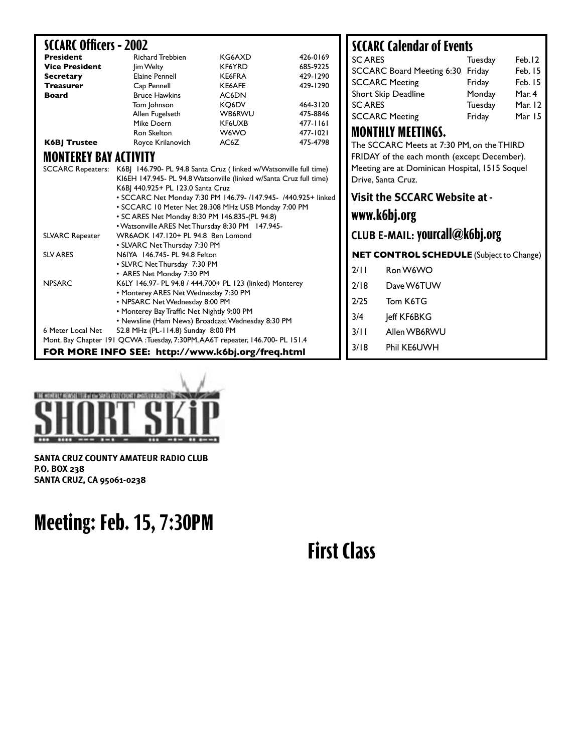## SCCARC Officers - 2002

| | | | |
|---|---|---|---|
| **President** | Richard Trebbien | KG6AXD | 426-0169 |
| **Vice President** | Jim Welty | KF6YRD | 685-9225 |
| **Secretary** | Elaine Pennell | KE6FRA | 429-1290 |
| **Treasurer** | Cap Pennell | KE6AFE | 429-1290 |
| **Board** | Bruce Hawkins | AC6DN | |
| | Tom Johnson | KQ6DV | 464-3120 |
| | Allen Fugelseth | WB6RWU | 475-8846 |
| | Mike Doern | KF6UXB | 477-1161 |
| | Ron Skelton | W6WO | 477-1021 |
| **K6BJ Trustee** | Royce Krilanovich | AC6Z | 475-4798 |

## MONTEREY BAY ACTIVITY

SCCARC Repeaters: K6BJ 146.790- PL 94.8 Santa Cruz ( linked w/Watsonville full time)
KI6EH 147.945- PL 94.8 Watsonville (linked w/Santa Cruz full time)
K6BJ 440.925+ PL 123.0 Santa Cruz
- SCCARC Net Monday 7:30 PM 146.79- /147.945- /440.925+ linked
- SCCARC 10 Meter Net 28.308 MHz USB Monday 7:00 PM
- SC ARES Net Monday 8:30 PM 146.835-(PL 94.8)
- Watsonville ARES Net Thursday 8:30 PM 147.945-

SLVARC Repeater WR6AOK 147.120+ PL 94.8 Ben Lomond
- SLVARC Net Thursday 7:30 PM

SLV ARES N6IYA 146.745- PL 94.8 Felton
- SLVRC Net Thursday 7:30 PM
- ARES Net Monday 7:30 PM

NPSARC K6LY 146.97- PL 94.8 / 444.700+ PL 123 (linked) Monterey
- Monterey ARES Net Wednesday 7:30 PM
- NPSARC Net Wednesday 8:00 PM
- Monterey Bay Traffic Net Nightly 9:00 PM
- Newsline (Ham News) Broadcast Wednesday 8:30 PM

6 Meter Local Net 52.8 MHz (PL-114.8) Sunday 8:00 PM

Mont. Bay Chapter 191 QCWA :Tuesday, 7:30PM, AA6T repeater, 146.700- PL 151.4

**FOR MORE INFO SEE: http://www.k6bj.org/freq.html**

## SCCARC Calendar of Events

| | | |
|---|---|---|
| SC ARES | Tuesday | Feb.12 |
| SCCARC Board Meeting 6:30 | Friday | Feb. 15 |
| SCCARC Meeting | Friday | Feb. 15 |
| Short Skip Deadline | Monday | Mar. 4 |
| SC ARES | Tuesday | Mar. 12 |
| SCCARC Meeting | Friday | Mar 15 |

## MONTHLY MEETINGS.

The SCCARC Meets at 7:30 PM, on the THIRD FRIDAY of the each month (except December). Meeting are at Dominican Hospital, 1515 Soquel Drive, Santa Cruz.

### Visit the SCCARC Website at - www.k6bj.org

### CLUB E-MAIL: yourcall@k6bj.org

**NET CONTROL SCHEDULE** (Subject to Change)

| | |
|---|---|
| 2/11 | Ron W6WO |
| 2/18 | Dave W6TUW |
| 2/25 | Tom K6TG |
| 3/4 | Jeff KF6BKG |
| 3/11 | Allen WB6RWU |
| 3/18 | Phil KE6UWH |

THE MONTHLY NEWSLETTER of the SANTA CRUZ COUNTY AMATEUR RADIO CLUB

SHORT SKIP

**SANTA CRUZ COUNTY AMATEUR RADIO CLUB**
**P.O. BOX 238**
**SANTA CRUZ, CA 95061-0238**

# Meeting: Feb. 15, 7:30PM

# First Class